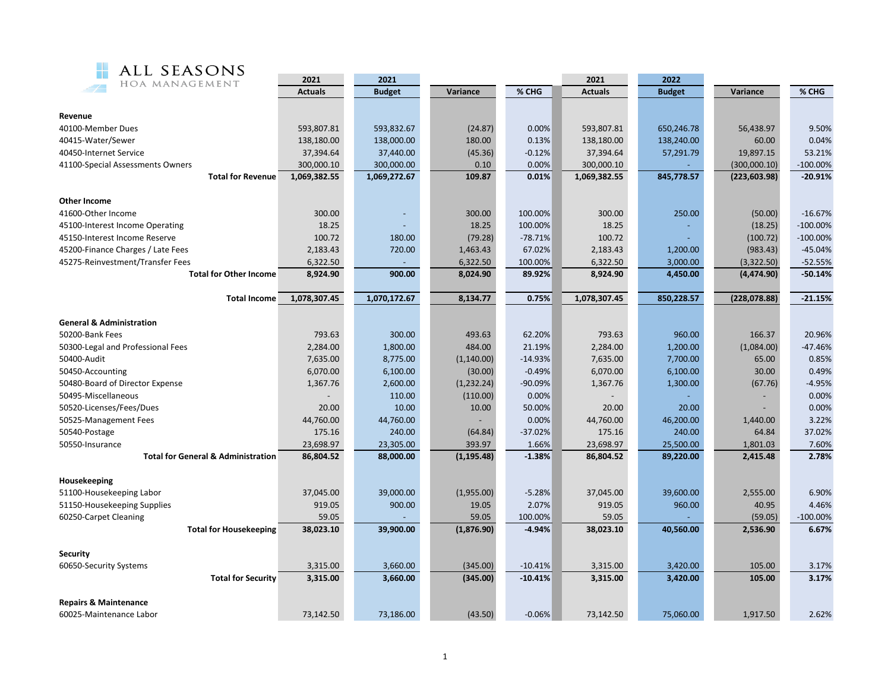**ALL SEASONS**
HOA MANAGEMENT

| | 2021 Actuals | 2021 Budget | Variance | % CHG | 2021 Actuals | 2022 Budget | Variance | % CHG |
|---|---|---|---|---|---|---|---|---|
| **Revenue** | | | | | | | | |
| 40100-Member Dues | 593,807.81 | 593,832.67 | (24.87) | 0.00% | 593,807.81 | 650,246.78 | 56,438.97 | 9.50% |
| 40415-Water/Sewer | 138,180.00 | 138,000.00 | 180.00 | 0.13% | 138,180.00 | 138,240.00 | 60.00 | 0.04% |
| 40450-Internet Service | 37,394.64 | 37,440.00 | (45.36) | -0.12% | 37,394.64 | 57,291.79 | 19,897.15 | 53.21% |
| 41100-Special Assessments Owners | 300,000.10 | 300,000.00 | 0.10 | 0.00% | 300,000.10 | - | (300,000.10) | -100.00% |
| **Total for Revenue** | **1,069,382.55** | **1,069,272.67** | **109.87** | **0.01%** | **1,069,382.55** | **845,778.57** | **(223,603.98)** | **-20.91%** |
| **Other Income** | | | | | | | | |
| 41600-Other Income | 300.00 | - | 300.00 | 100.00% | 300.00 | 250.00 | (50.00) | -16.67% |
| 45100-Interest Income Operating | 18.25 | - | 18.25 | 100.00% | 18.25 | - | (18.25) | -100.00% |
| 45150-Interest Income Reserve | 100.72 | 180.00 | (79.28) | -78.71% | 100.72 | - | (100.72) | -100.00% |
| 45200-Finance Charges / Late Fees | 2,183.43 | 720.00 | 1,463.43 | 67.02% | 2,183.43 | 1,200.00 | (983.43) | -45.04% |
| 45275-Reinvestment/Transfer Fees | 6,322.50 | - | 6,322.50 | 100.00% | 6,322.50 | 3,000.00 | (3,322.50) | -52.55% |
| **Total for Other Income** | **8,924.90** | **900.00** | **8,024.90** | **89.92%** | **8,924.90** | **4,450.00** | **(4,474.90)** | **-50.14%** |
| **Total Income** | **1,078,307.45** | **1,070,172.67** | **8,134.77** | **0.75%** | **1,078,307.45** | **850,228.57** | **(228,078.88)** | **-21.15%** |
| **General & Administration** | | | | | | | | |
| 50200-Bank Fees | 793.63 | 300.00 | 493.63 | 62.20% | 793.63 | 960.00 | 166.37 | 20.96% |
| 50300-Legal and Professional Fees | 2,284.00 | 1,800.00 | 484.00 | 21.19% | 2,284.00 | 1,200.00 | (1,084.00) | -47.46% |
| 50400-Audit | 7,635.00 | 8,775.00 | (1,140.00) | -14.93% | 7,635.00 | 7,700.00 | 65.00 | 0.85% |
| 50450-Accounting | 6,070.00 | 6,100.00 | (30.00) | -0.49% | 6,070.00 | 6,100.00 | 30.00 | 0.49% |
| 50480-Board of Director Expense | 1,367.76 | 2,600.00 | (1,232.24) | -90.09% | 1,367.76 | 1,300.00 | (67.76) | -4.95% |
| 50495-Miscellaneous | - | 110.00 | (110.00) | 0.00% | - | - | - | 0.00% |
| 50520-Licenses/Fees/Dues | 20.00 | 10.00 | 10.00 | 50.00% | 20.00 | 20.00 | - | 0.00% |
| 50525-Management Fees | 44,760.00 | 44,760.00 | - | 0.00% | 44,760.00 | 46,200.00 | 1,440.00 | 3.22% |
| 50540-Postage | 175.16 | 240.00 | (64.84) | -37.02% | 175.16 | 240.00 | 64.84 | 37.02% |
| 50550-Insurance | 23,698.97 | 23,305.00 | 393.97 | 1.66% | 23,698.97 | 25,500.00 | 1,801.03 | 7.60% |
| **Total for General & Administration** | **86,804.52** | **88,000.00** | **(1,195.48)** | **-1.38%** | **86,804.52** | **89,220.00** | **2,415.48** | **2.78%** |
| **Housekeeping** | | | | | | | | |
| 51100-Housekeeping Labor | 37,045.00 | 39,000.00 | (1,955.00) | -5.28% | 37,045.00 | 39,600.00 | 2,555.00 | 6.90% |
| 51150-Housekeeping Supplies | 919.05 | 900.00 | 19.05 | 2.07% | 919.05 | 960.00 | 40.95 | 4.46% |
| 60250-Carpet Cleaning | 59.05 | - | 59.05 | 100.00% | 59.05 | - | (59.05) | -100.00% |
| **Total for Housekeeping** | **38,023.10** | **39,900.00** | **(1,876.90)** | **-4.94%** | **38,023.10** | **40,560.00** | **2,536.90** | **6.67%** |
| **Security** | | | | | | | | |
| 60650-Security Systems | 3,315.00 | 3,660.00 | (345.00) | -10.41% | 3,315.00 | 3,420.00 | 105.00 | 3.17% |
| **Total for Security** | **3,315.00** | **3,660.00** | **(345.00)** | **-10.41%** | **3,315.00** | **3,420.00** | **105.00** | **3.17%** |
| **Repairs & Maintenance** | | | | | | | | |
| 60025-Maintenance Labor | 73,142.50 | 73,186.00 | (43.50) | -0.06% | 73,142.50 | 75,060.00 | 1,917.50 | 2.62% |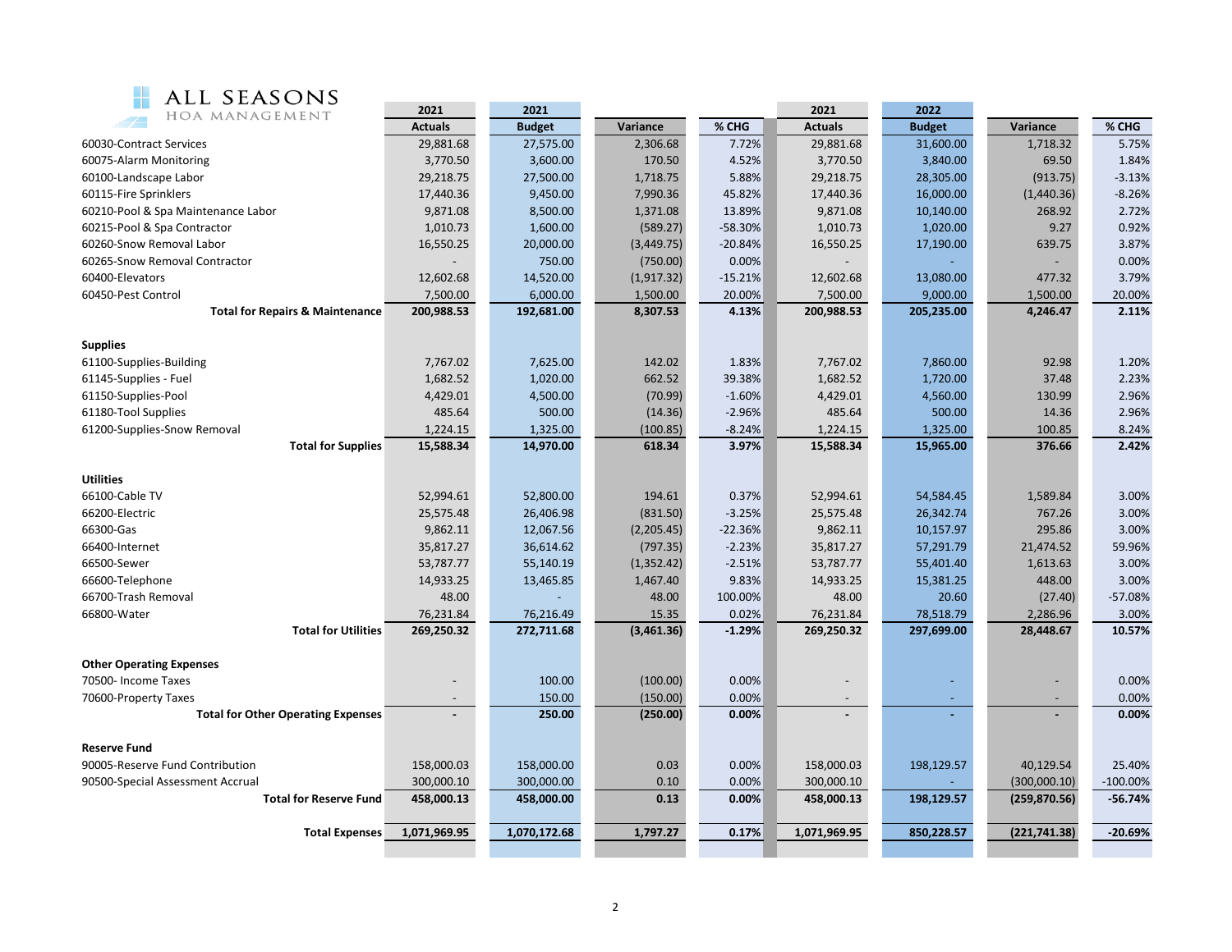# ALL SEASONS HOA MANAGEMENT

| | 2021 Actuals | 2021 Budget | Variance | % CHG | 2021 Actuals | 2022 Budget | Variance | % CHG |
|---|---|---|---|---|---|---|---|---|
| 60030-Contract Services | 29,881.68 | 27,575.00 | 2,306.68 | 7.72% | 29,881.68 | 31,600.00 | 1,718.32 | 5.75% |
| 60075-Alarm Monitoring | 3,770.50 | 3,600.00 | 170.50 | 4.52% | 3,770.50 | 3,840.00 | 69.50 | 1.84% |
| 60100-Landscape Labor | 29,218.75 | 27,500.00 | 1,718.75 | 5.88% | 29,218.75 | 28,305.00 | (913.75) | -3.13% |
| 60115-Fire Sprinklers | 17,440.36 | 9,450.00 | 7,990.36 | 45.82% | 17,440.36 | 16,000.00 | (1,440.36) | -8.26% |
| 60210-Pool & Spa Maintenance Labor | 9,871.08 | 8,500.00 | 1,371.08 | 13.89% | 9,871.08 | 10,140.00 | 268.92 | 2.72% |
| 60215-Pool & Spa Contractor | 1,010.73 | 1,600.00 | (589.27) | -58.30% | 1,010.73 | 1,020.00 | 9.27 | 0.92% |
| 60260-Snow Removal Labor | 16,550.25 | 20,000.00 | (3,449.75) | -20.84% | 16,550.25 | 17,190.00 | 639.75 | 3.87% |
| 60265-Snow Removal Contractor | - | 750.00 | (750.00) | 0.00% | - | - | - | 0.00% |
| 60400-Elevators | 12,602.68 | 14,520.00 | (1,917.32) | -15.21% | 12,602.68 | 13,080.00 | 477.32 | 3.79% |
| 60450-Pest Control | 7,500.00 | 6,000.00 | 1,500.00 | 20.00% | 7,500.00 | 9,000.00 | 1,500.00 | 20.00% |
| **Total for Repairs & Maintenance** | **200,988.53** | **192,681.00** | **8,307.53** | **4.13%** | **200,988.53** | **205,235.00** | **4,246.47** | **2.11%** |
| | | | | | | | | |
| **Supplies** | | | | | | | | |
| 61100-Supplies-Building | 7,767.02 | 7,625.00 | 142.02 | 1.83% | 7,767.02 | 7,860.00 | 92.98 | 1.20% |
| 61145-Supplies - Fuel | 1,682.52 | 1,020.00 | 662.52 | 39.38% | 1,682.52 | 1,720.00 | 37.48 | 2.23% |
| 61150-Supplies-Pool | 4,429.01 | 4,500.00 | (70.99) | -1.60% | 4,429.01 | 4,560.00 | 130.99 | 2.96% |
| 61180-Tool Supplies | 485.64 | 500.00 | (14.36) | -2.96% | 485.64 | 500.00 | 14.36 | 2.96% |
| 61200-Supplies-Snow Removal | 1,224.15 | 1,325.00 | (100.85) | -8.24% | 1,224.15 | 1,325.00 | 100.85 | 8.24% |
| **Total for Supplies** | **15,588.34** | **14,970.00** | **618.34** | **3.97%** | **15,588.34** | **15,965.00** | **376.66** | **2.42%** |
| | | | | | | | | |
| **Utilities** | | | | | | | | |
| 66100-Cable TV | 52,994.61 | 52,800.00 | 194.61 | 0.37% | 52,994.61 | 54,584.45 | 1,589.84 | 3.00% |
| 66200-Electric | 25,575.48 | 26,406.98 | (831.50) | -3.25% | 25,575.48 | 26,342.74 | 767.26 | 3.00% |
| 66300-Gas | 9,862.11 | 12,067.56 | (2,205.45) | -22.36% | 9,862.11 | 10,157.97 | 295.86 | 3.00% |
| 66400-Internet | 35,817.27 | 36,614.62 | (797.35) | -2.23% | 35,817.27 | 57,291.79 | 21,474.52 | 59.96% |
| 66500-Sewer | 53,787.77 | 55,140.19 | (1,352.42) | -2.51% | 53,787.77 | 55,401.40 | 1,613.63 | 3.00% |
| 66600-Telephone | 14,933.25 | 13,465.85 | 1,467.40 | 9.83% | 14,933.25 | 15,381.25 | 448.00 | 3.00% |
| 66700-Trash Removal | 48.00 | - | 48.00 | 100.00% | 48.00 | 20.60 | (27.40) | -57.08% |
| 66800-Water | 76,231.84 | 76,216.49 | 15.35 | 0.02% | 76,231.84 | 78,518.79 | 2,286.96 | 3.00% |
| **Total for Utilities** | **269,250.32** | **272,711.68** | **(3,461.36)** | **-1.29%** | **269,250.32** | **297,699.00** | **28,448.67** | **10.57%** |
| | | | | | | | | |
| **Other Operating Expenses** | | | | | | | | |
| 70500- Income Taxes | - | 100.00 | (100.00) | 0.00% | - | - | - | 0.00% |
| 70600-Property Taxes | - | 150.00 | (150.00) | 0.00% | - | - | - | 0.00% |
| **Total for Other Operating Expenses** | **-** | **250.00** | **(250.00)** | **0.00%** | **-** | **-** | **-** | **0.00%** |
| | | | | | | | | |
| **Reserve Fund** | | | | | | | | |
| 90005-Reserve Fund Contribution | 158,000.03 | 158,000.00 | 0.03 | 0.00% | 158,000.03 | 198,129.57 | 40,129.54 | 25.40% |
| 90500-Special Assessment Accrual | 300,000.10 | 300,000.00 | 0.10 | 0.00% | 300,000.10 | - | (300,000.10) | -100.00% |
| **Total for Reserve Fund** | **458,000.13** | **458,000.00** | **0.13** | **0.00%** | **458,000.13** | **198,129.57** | **(259,870.56)** | **-56.74%** |
| | | | | | | | | |
| **Total Expenses** | **1,071,969.95** | **1,070,172.68** | **1,797.27** | **0.17%** | **1,071,969.95** | **850,228.57** | **(221,741.38)** | **-20.69%** |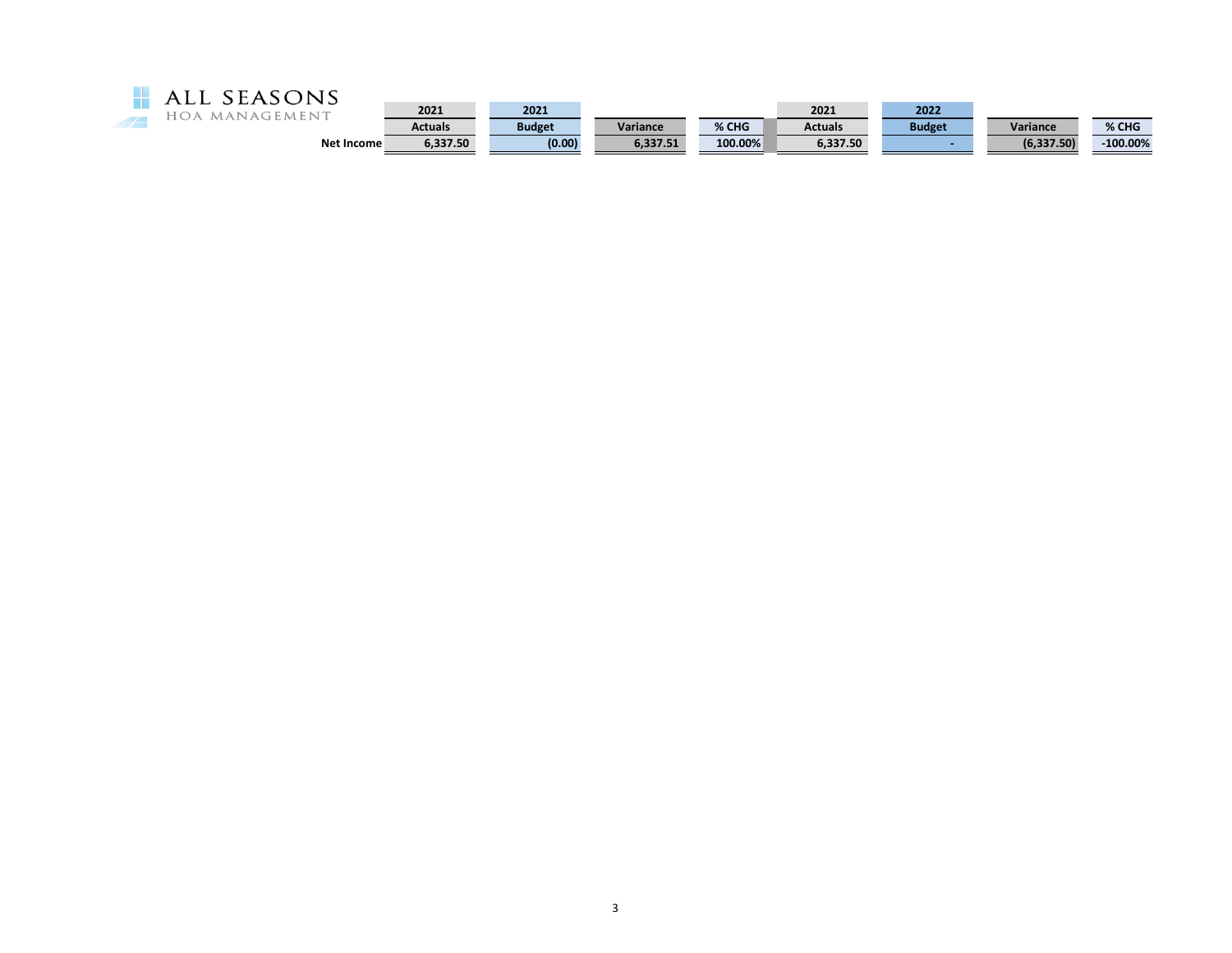ALL SEASONS
HOA MANAGEMENT

| | 2021 Actuals | 2021 Budget | Variance | % CHG | 2021 Actuals | 2022 Budget | Variance | % CHG |
|---|---|---|---|---|---|---|---|---|
| **Net Income** | 6,337.50 | (0.00) | 6,337.51 | 100.00% | 6,337.50 | - | (6,337.50) | -100.00% |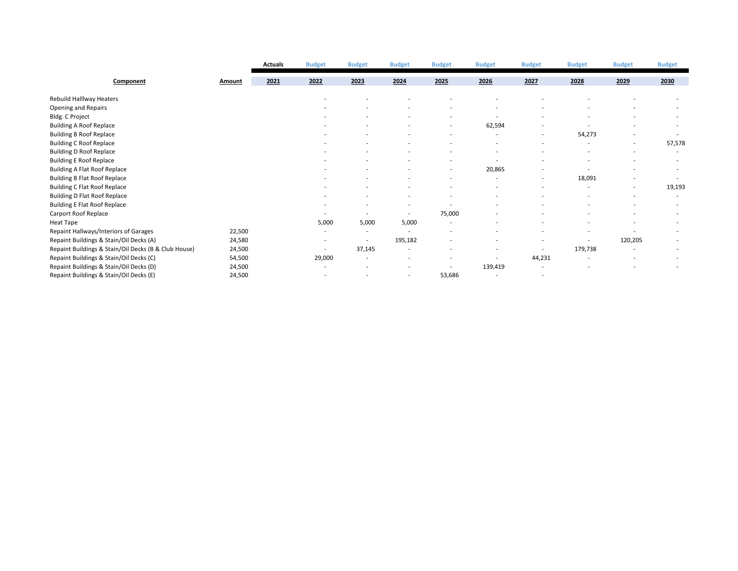| | | Actuals | Budget | Budget | Budget | Budget | Budget | Budget | Budget | Budget | Budget |
|---|---|---|---|---|---|---|---|---|---|---|---|
| **Component** | **Amount** | **2021** | **2022** | **2023** | **2024** | **2025** | **2026** | **2027** | **2028** | **2029** | **2030** |
| Rebuild Halllway Heaters | | | - | - | - | - | - | - | - | - | - |
| Opening and Repairs | | | - | - | - | - | - | - | - | - | - |
| Bldg. C Project | | | - | - | - | - | - | - | - | - | - |
| Building A Roof Replace | | | - | - | - | - | 62,594 | - | - | - | - |
| Building B Roof Replace | | | - | - | - | - | - | - | 54,273 | - | - |
| Building C Roof Replace | | | - | - | - | - | - | - | - | - | 57,578 |
| Building D Roof Replace | | | - | - | - | - | - | - | - | - | - |
| Building E Roof Replace | | | - | - | - | - | - | - | - | - | - |
| Building A Flat Roof Replace | | | - | - | - | - | 20,865 | - | - | - | - |
| Building B Flat Roof Replace | | | - | - | - | - | - | - | 18,091 | - | - |
| Building C Flat Roof Replace | | | - | - | - | - | - | - | - | - | 19,193 |
| Building D Flat Roof Replace | | | - | - | - | - | - | - | - | - | - |
| Building E Flat Roof Replace | | | - | - | - | - | - | - | - | - | - |
| Carport Roof Replace | | | - | - | - | 75,000 | - | - | - | - | - |
| Heat Tape | | | 5,000 | 5,000 | 5,000 | - | - | - | - | - | - |
| Repaint Hallways/Interiors of Garages | 22,500 | | - | - | - | - | - | - | - | - | - |
| Repaint Buildings & Stain/Oil Decks (A) | 24,580 | | - | - | 195,182 | - | - | - | - | 120,205 | - |
| Repaint Buildings & Stain/Oil Decks (B & Club House) | 24,500 | | - | 37,145 | - | - | - | - | 179,738 | - | - |
| Repaint Buildings & Stain/Oil Decks (C) | 54,500 | | 29,000 | - | - | - | - | 44,231 | - | - | - |
| Repaint Buildings & Stain/Oil Decks (D) | 24,500 | | - | - | - | - | 139,419 | - | - | - | - |
| Repaint Buildings & Stain/Oil Decks (E) | 24,500 | | - | - | - | 53,686 | - | - | | | |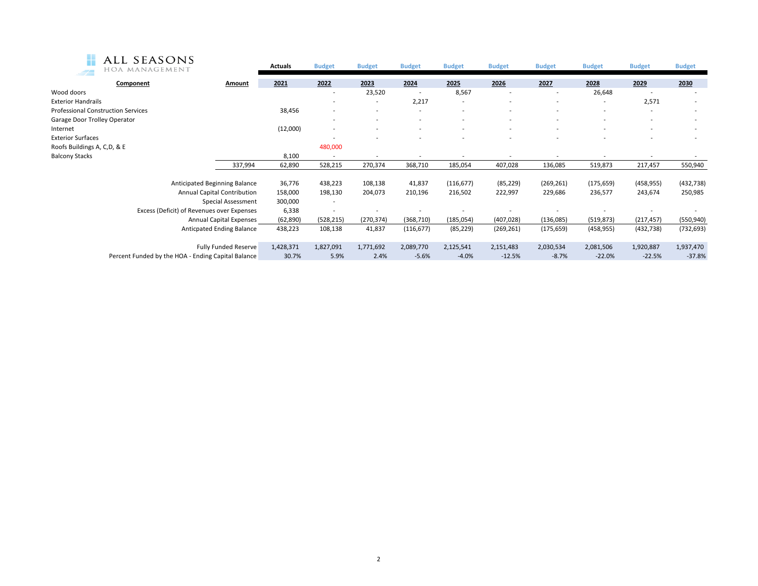ALL SEASONS
HOA MANAGEMENT

| Component | Amount | Actuals 2021 | Budget 2022 | Budget 2023 | Budget 2024 | Budget 2025 | Budget 2026 | Budget 2027 | Budget 2028 | Budget 2029 | Budget 2030 |
|---|---|---|---|---|---|---|---|---|---|---|---|
| Wood doors | | | - | 23,520 | - | 8,567 | - | - | 26,648 | - | - |
| Exterior Handrails | | | - | - | 2,217 | - | - | - | - | 2,571 | - |
| Professional Construction Services | | 38,456 | - | - | - | - | - | - | - | - | - |
| Garage Door Trolley Operator | | | - | - | - | - | - | - | - | - | - |
| Internet | | (12,000) | - | - | - | - | - | - | - | - | - |
| Exterior Surfaces | | | - | - | - | - | - | - | - | - | - |
| Roofs Buildings A, C,D, & E | | | 480,000 | | | | | | | | |
| Balcony Stacks | | 8,100 | - | - | - | - | - | - | - | - | - |
| | 337,994 | 62,890 | 528,215 | 270,374 | 368,710 | 185,054 | 407,028 | 136,085 | 519,873 | 217,457 | 550,940 |
| Anticipated Beginning Balance | | 36,776 | 438,223 | 108,138 | 41,837 | (116,677) | (85,229) | (269,261) | (175,659) | (458,955) | (432,738) |
| Annual Capital Contribution | | 158,000 | 198,130 | 204,073 | 210,196 | 216,502 | 222,997 | 229,686 | 236,577 | 243,674 | 250,985 |
| Special Assessment | | 300,000 | - | | | | | | | | |
| Excess (Deficit) of Revenues over Expenses | | 6,338 | - | - | - | - | - | - | - | - | - |
| Annual Capital Expenses | | (62,890) | (528,215) | (270,374) | (368,710) | (185,054) | (407,028) | (136,085) | (519,873) | (217,457) | (550,940) |
| Anticpated Ending Balance | | 438,223 | 108,138 | 41,837 | (116,677) | (85,229) | (269,261) | (175,659) | (458,955) | (432,738) | (732,693) |
| Fully Funded Reserve | | 1,428,371 | 1,827,091 | 1,771,692 | 2,089,770 | 2,125,541 | 2,151,483 | 2,030,534 | 2,081,506 | 1,920,887 | 1,937,470 |
| Percent Funded by the HOA - Ending Capital Balance | | 30.7% | 5.9% | 2.4% | -5.6% | -4.0% | -12.5% | -8.7% | -22.0% | -22.5% | -37.8% |